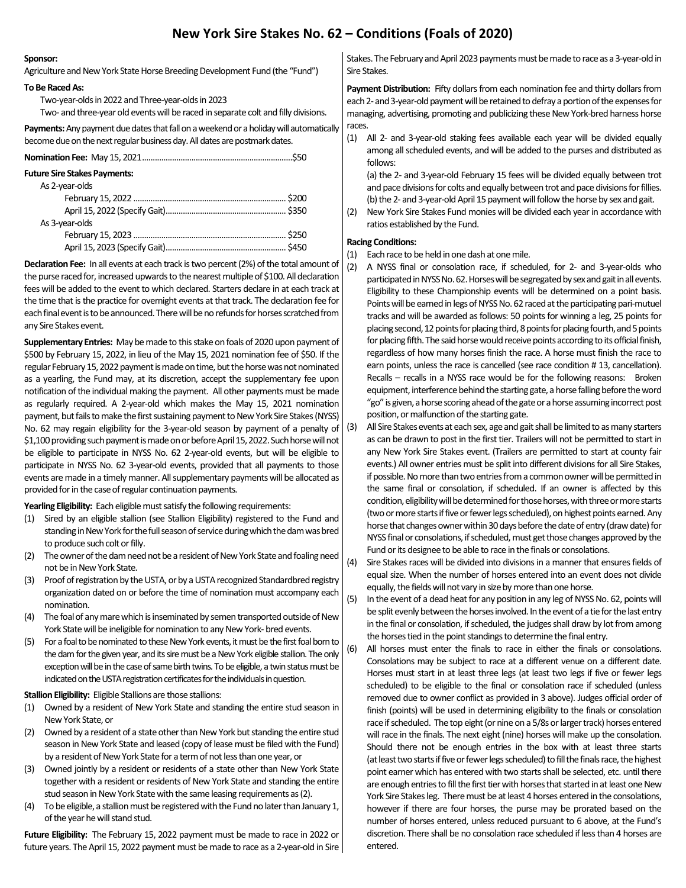# New York Sire Stakes No. 62 – Conditions (Foals of 2020)

**Sponsor:**
Agriculture and New York State Horse Breeding Development Fund (the "Fund")

**To Be Raced As:**

Two-year-olds in 2022 and Three-year-olds in 2023
Two- and three-year old events will be raced in separate colt and filly divisions.

**Payments:** Any payment due dates that fall on a weekend or a holiday will automatically become due on the next regular business day. All dates are postmark dates.

**Nomination Fee:** May 15, 2021.....................................................................$50

**Future Sire Stakes Payments:**

As 2-year-olds
- February 15, 2022 ...................................................................... $200
- April 15, 2022 (Specify Gait)........................................................ $350

As 3-year-olds
- February 15, 2023 ...................................................................... $250
- April 15, 2023 (Specify Gait)........................................................ $450

**Declaration Fee:** In all events at each track is two percent (2%) of the total amount of the purse raced for, increased upwards to the nearest multiple of $100. All declaration fees will be added to the event to which declared. Starters declare in at each track at the time that is the practice for overnight events at that track. The declaration fee for each final event is to be announced. There will be no refunds for horses scratched from any Sire Stakes event.

**Supplementary Entries:** May be made to this stake on foals of 2020 upon payment of $500 by February 15, 2022, in lieu of the May 15, 2021 nomination fee of $50. If the regular February 15, 2022 payment is made on time, but the horse was not nominated as a yearling, the Fund may, at its discretion, accept the supplementary fee upon notification of the individual making the payment. All other payments must be made as regularly required. A 2-year-old which makes the May 15, 2021 nomination payment, but fails to make the first sustaining payment to New York Sire Stakes (NYSS) No. 62 may regain eligibility for the 3-year-old season by payment of a penalty of $1,100 providing such payment is made on or before April 15, 2022. Such horse will not be eligible to participate in NYSS No. 62 2-year-old events, but will be eligible to participate in NYSS No. 62 3-year-old events, provided that all payments to those events are made in a timely manner. All supplementary payments will be allocated as provided for in the case of regular continuation payments.

**Yearling Eligibility:** Each eligible must satisfy the following requirements:

1. Sired by an eligible stallion (see Stallion Eligibility) registered to the Fund and standing in New York for the full season of service during which the dam was bred to produce such colt or filly.
2. The owner of the dam need not be a resident of New York State and foaling need not be in New York State.
3. Proof of registration by the USTA, or by a USTA recognized Standardbred registry organization dated on or before the time of nomination must accompany each nomination.
4. The foal of any mare which is inseminated by semen transported outside of New York State will be ineligible for nomination to any New York- bred events.
5. For a foal to be nominated to these New York events, it must be the first foal born to the dam for the given year, and its sire must be a New York eligible stallion. The only exception will be in the case of same birth twins. To be eligible, a twin status must be indicated on the USTA registration certificates for the individuals in question.

**Stallion Eligibility:** Eligible Stallions are those stallions:

1. Owned by a resident of New York State and standing the entire stud season in New York State, or
2. Owned by a resident of a state other than New York but standing the entire stud season in New York State and leased (copy of lease must be filed with the Fund) by a resident of New York State for a term of not less than one year, or
3. Owned jointly by a resident or residents of a state other than New York State together with a resident or residents of New York State and standing the entire stud season in New York State with the same leasing requirements as (2).
4. To be eligible, a stallion must be registered with the Fund no later than January 1, of the year he will stand stud.

**Future Eligibility:** The February 15, 2022 payment must be made to race in 2022 or future years. The April 15, 2022 payment must be made to race as a 2-year-old in Sire Stakes. The February and April 2023 payments must be made to race as a 3-year-old in Sire Stakes.

**Payment Distribution:** Fifty dollars from each nomination fee and thirty dollars from each 2- and 3-year-old payment will be retained to defray a portion of the expenses for managing, advertising, promoting and publicizing these New York-bred harness horse races.

1. All 2- and 3-year-old staking fees available each year will be divided equally among all scheduled events, and will be added to the purses and distributed as follows:
   (a) the 2- and 3-year-old February 15 fees will be divided equally between trot and pace divisions for colts and equally between trot and pace divisions for fillies.
   (b) the 2- and 3-year-old April 15 payment will follow the horse by sex and gait.
2. New York Sire Stakes Fund monies will be divided each year in accordance with ratios established by the Fund.

**Racing Conditions:**

1. Each race to be held in one dash at one mile.
2. A NYSS final or consolation race, if scheduled, for 2- and 3-year-olds who participated in NYSS No. 62. Horses will be segregated by sex and gait in all events. Eligibility to these Championship events will be determined on a point basis. Points will be earned in legs of NYSS No. 62 raced at the participating pari-mutuel tracks and will be awarded as follows: 50 points for winning a leg, 25 points for placing second, 12 points for placing third, 8 points for placing fourth, and 5 points for placing fifth. The said horse would receive points according to its official finish, regardless of how many horses finish the race. A horse must finish the race to earn points, unless the race is cancelled (see race condition # 13, cancellation). Recalls – recalls in a NYSS race would be for the following reasons: Broken equipment, interference behind the starting gate, a horse falling before the word "go" is given, a horse scoring ahead of the gate or a horse assuming incorrect post position, or malfunction of the starting gate.
3. All Sire Stakes events at each sex, age and gait shall be limited to as many starters as can be drawn to post in the first tier. Trailers will not be permitted to start in any New York Sire Stakes event. (Trailers are permitted to start at county fair events.) All owner entries must be split into different divisions for all Sire Stakes, if possible. No more than two entries from a common owner will be permitted in the same final or consolation, if scheduled. If an owner is affected by this condition, eligibility will be determined for those horses, with three or more starts (two or more starts if five or fewer legs scheduled), on highest points earned. Any horse that changes owner within 30 days before the date of entry (draw date) for NYSS final or consolations, if scheduled, must get those changes approved by the Fund or its designee to be able to race in the finals or consolations.
4. Sire Stakes races will be divided into divisions in a manner that ensures fields of equal size. When the number of horses entered into an event does not divide equally, the fields will not vary in size by more than one horse.
5. In the event of a dead heat for any position in any leg of NYSS No. 62, points will be split evenly between the horses involved. In the event of a tie for the last entry in the final or consolation, if scheduled, the judges shall draw by lot from among the horses tied in the point standings to determine the final entry.
6. All horses must enter the finals to race in either the finals or consolations. Consolations may be subject to race at a different venue on a different date. Horses must start in at least three legs (at least two legs if five or fewer legs scheduled) to be eligible to the final or consolation race if scheduled (unless removed due to owner conflict as provided in 3 above). Judges official order of finish (points) will be used in determining eligibility to the finals or consolation race if scheduled. The top eight (or nine on a 5/8s or larger track) horses entered will race in the finals. The next eight (nine) horses will make up the consolation. Should there not be enough entries in the box with at least three starts (at least two starts if five or fewer legs scheduled) to fill the finals race, the highest point earner which has entered with two starts shall be selected, etc. until there are enough entries to fill the first tier with horses that started in at least one New York Sire Stakes leg. There must be at least 4 horses entered in the consolations, however if there are four horses, the purse may be prorated based on the number of horses entered, unless reduced pursuant to 6 above, at the Fund's discretion. There shall be no consolation race scheduled if less than 4 horses are entered.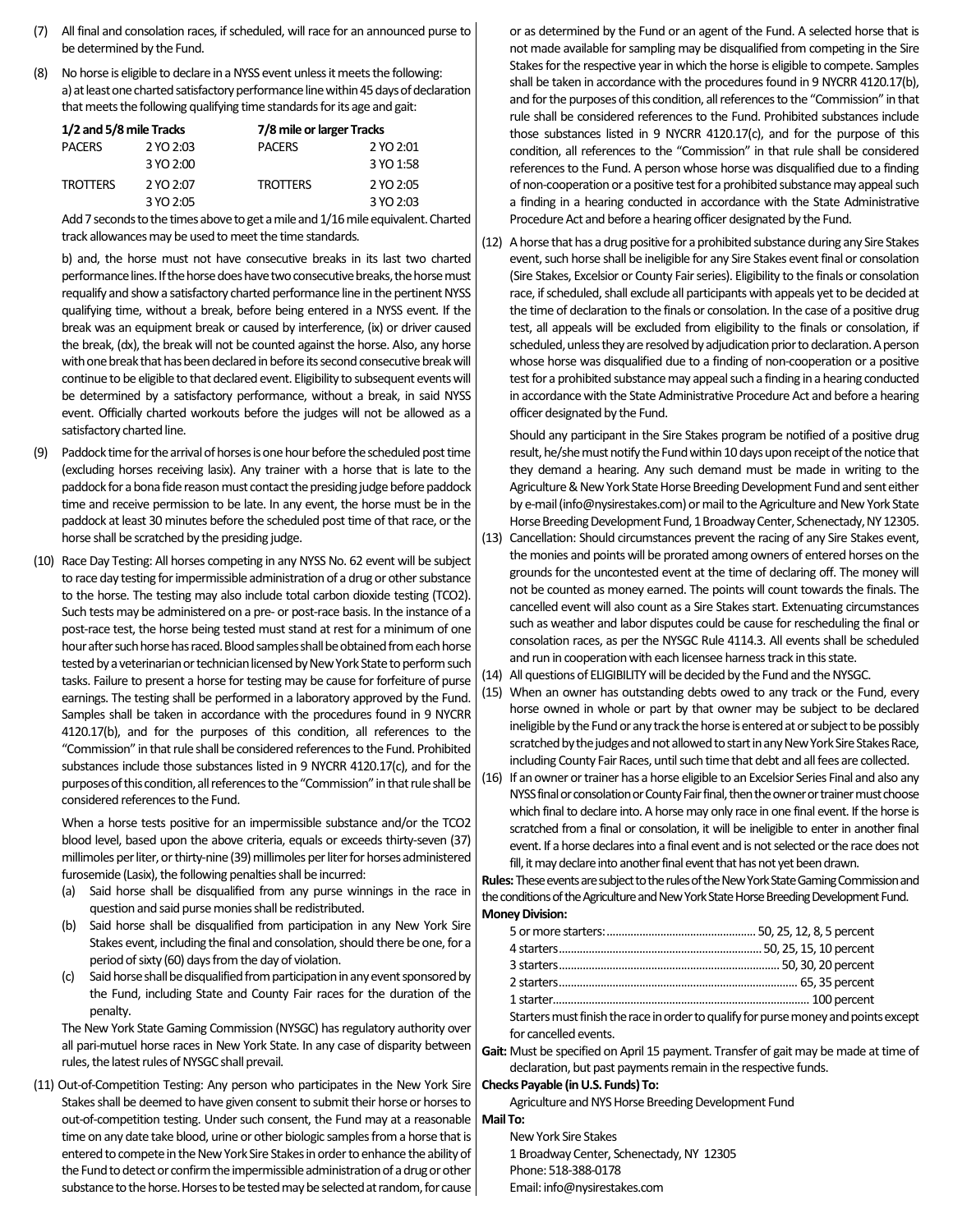(7) All final and consolation races, if scheduled, will race for an announced purse to be determined by the Fund.

(8) No horse is eligible to declare in a NYSS event unless it meets the following:
a) at least one charted satisfactory performance line within 45 days of declaration that meets the following qualifying time standards for its age and gait:

| 1/2 and 5/8 mile Tracks | | 7/8 mile or larger Tracks | |
|---|---|---|---|
| PACERS | 2 YO 2:03 | PACERS | 2 YO 2:01 |
| | 3 YO 2:00 | | 3 YO 1:58 |
| TROTTERS | 2 YO 2:07 | TROTTERS | 2 YO 2:05 |
| | 3 YO 2:05 | | 3 YO 2:03 |

Add 7 seconds to the times above to get a mile and 1/16 mile equivalent. Charted track allowances may be used to meet the time standards.

b) and, the horse must not have consecutive breaks in its last two charted performance lines. If the horse does have two consecutive breaks, the horse must requalify and show a satisfactory charted performance line in the pertinent NYSS qualifying time, without a break, before being entered in a NYSS event. If the break was an equipment break or caused by interference, (ix) or driver caused the break, (dx), the break will not be counted against the horse. Also, any horse with one break that has been declared in before its second consecutive break will continue to be eligible to that declared event. Eligibility to subsequent events will be determined by a satisfactory performance, without a break, in said NYSS event. Officially charted workouts before the judges will not be allowed as a satisfactory charted line.

(9) Paddock time for the arrival of horses is one hour before the scheduled post time (excluding horses receiving lasix). Any trainer with a horse that is late to the paddock for a bona fide reason must contact the presiding judge before paddock time and receive permission to be late. In any event, the horse must be in the paddock at least 30 minutes before the scheduled post time of that race, or the horse shall be scratched by the presiding judge.

(10) Race Day Testing: All horses competing in any NYSS No. 62 event will be subject to race day testing for impermissible administration of a drug or other substance to the horse. The testing may also include total carbon dioxide testing (TCO2). Such tests may be administered on a pre- or post-race basis. In the instance of a post-race test, the horse being tested must stand at rest for a minimum of one hour after such horse has raced. Blood samples shall be obtained from each horse tested by a veterinarian or technician licensed by New York State to perform such tasks. Failure to present a horse for testing may be cause for forfeiture of purse earnings. The testing shall be performed in a laboratory approved by the Fund. Samples shall be taken in accordance with the procedures found in 9 NYCRR 4120.17(b), and for the purposes of this condition, all references to the "Commission" in that rule shall be considered references to the Fund. Prohibited substances include those substances listed in 9 NYCRR 4120.17(c), and for the purposes of this condition, all references to the "Commission" in that rule shall be considered references to the Fund.

When a horse tests positive for an impermissible substance and/or the TCO2 blood level, based upon the above criteria, equals or exceeds thirty-seven (37) millimoles per liter, or thirty-nine (39) millimoles per liter for horses administered furosemide (Lasix), the following penalties shall be incurred:

(a) Said horse shall be disqualified from any purse winnings in the race in question and said purse monies shall be redistributed.
(b) Said horse shall be disqualified from participation in any New York Sire Stakes event, including the final and consolation, should there be one, for a period of sixty (60) days from the day of violation.
(c) Said horse shall be disqualified from participation in any event sponsored by the Fund, including State and County Fair races for the duration of the penalty.

The New York State Gaming Commission (NYSGC) has regulatory authority over all pari-mutuel horse races in New York State. In any case of disparity between rules, the latest rules of NYSGC shall prevail.

(11) Out-of-Competition Testing: Any person who participates in the New York Sire Stakes shall be deemed to have given consent to submit their horse or horses to out-of-competition testing. Under such consent, the Fund may at a reasonable time on any date take blood, urine or other biologic samples from a horse that is entered to compete in the New York Sire Stakes in order to enhance the ability of the Fund to detect or confirm the impermissible administration of a drug or other substance to the horse. Horses to be tested may be selected at random, for cause or as determined by the Fund or an agent of the Fund. A selected horse that is not made available for sampling may be disqualified from competing in the Sire Stakes for the respective year in which the horse is eligible to compete. Samples shall be taken in accordance with the procedures found in 9 NYCRR 4120.17(b), and for the purposes of this condition, all references to the "Commission" in that rule shall be considered references to the Fund. Prohibited substances include those substances listed in 9 NYCRR 4120.17(c), and for the purpose of this condition, all references to the "Commission" in that rule shall be considered references to the Fund. A person whose horse was disqualified due to a finding of non-cooperation or a positive test for a prohibited substance may appeal such a finding in a hearing conducted in accordance with the State Administrative Procedure Act and before a hearing officer designated by the Fund.

(12) A horse that has a drug positive for a prohibited substance during any Sire Stakes event, such horse shall be ineligible for any Sire Stakes event final or consolation (Sire Stakes, Excelsior or County Fair series). Eligibility to the finals or consolation race, if scheduled, shall exclude all participants with appeals yet to be decided at the time of declaration to the finals or consolation. In the case of a positive drug test, all appeals will be excluded from eligibility to the finals or consolation, if scheduled, unless they are resolved by adjudication prior to declaration. A person whose horse was disqualified due to a finding of non-cooperation or a positive test for a prohibited substance may appeal such a finding in a hearing conducted in accordance with the State Administrative Procedure Act and before a hearing officer designated by the Fund.

Should any participant in the Sire Stakes program be notified of a positive drug result, he/she must notify the Fund within 10 days upon receipt of the notice that they demand a hearing. Any such demand must be made in writing to the Agriculture & New York State Horse Breeding Development Fund and sent either by e-mail (info@nysirestakes.com) or mail to the Agriculture and New York State Horse Breeding Development Fund, 1 Broadway Center, Schenectady, NY 12305.

(13) Cancellation: Should circumstances prevent the racing of any Sire Stakes event, the monies and points will be prorated among owners of entered horses on the grounds for the uncontested event at the time of declaring off. The money will not be counted as money earned. The points will count towards the finals. The cancelled event will also count as a Sire Stakes start. Extenuating circumstances such as weather and labor disputes could be cause for rescheduling the final or consolation races, as per the NYSGC Rule 4114.3. All events shall be scheduled and run in cooperation with each licensee harness track in this state.

(14) All questions of ELIGIBILITY will be decided by the Fund and the NYSGC.

(15) When an owner has outstanding debts owed to any track or the Fund, every horse owned in whole or part by that owner may be subject to be declared ineligible by the Fund or any track the horse is entered at or subject to be possibly scratched by the judges and not allowed to start in any New York Sire Stakes Race, including County Fair Races, until such time that debt and all fees are collected.

(16) If an owner or trainer has a horse eligible to an Excelsior Series Final and also any NYSS final or consolation or County Fair final, then the owner or trainer must choose which final to declare into. A horse may only race in one final event. If the horse is scratched from a final or consolation, it will be ineligible to enter in another final event. If a horse declares into a final event and is not selected or the race does not fill, it may declare into another final event that has not yet been drawn.

**Rules:** These events are subject to the rules of the New York State Gaming Commission and the conditions of the Agriculture and New York State Horse Breeding Development Fund.

**Money Division:**

5 or more starters: .................... 50, 25, 12, 8, 5 percent
4 starters .................... 50, 25, 15, 10 percent
3 starters .................... 50, 30, 20 percent
2 starters .................... 65, 35 percent
1 starter .................... 100 percent

Starters must finish the race in order to qualify for purse money and points except for cancelled events.

**Gait:** Must be specified on April 15 payment. Transfer of gait may be made at time of declaration, but past payments remain in the respective funds.

**Checks Payable (in U.S. Funds) To:**

Agriculture and NYS Horse Breeding Development Fund

**Mail To:**

New York Sire Stakes
1 Broadway Center, Schenectady, NY 12305
Phone: 518-388-0178
Email: info@nysirestakes.com